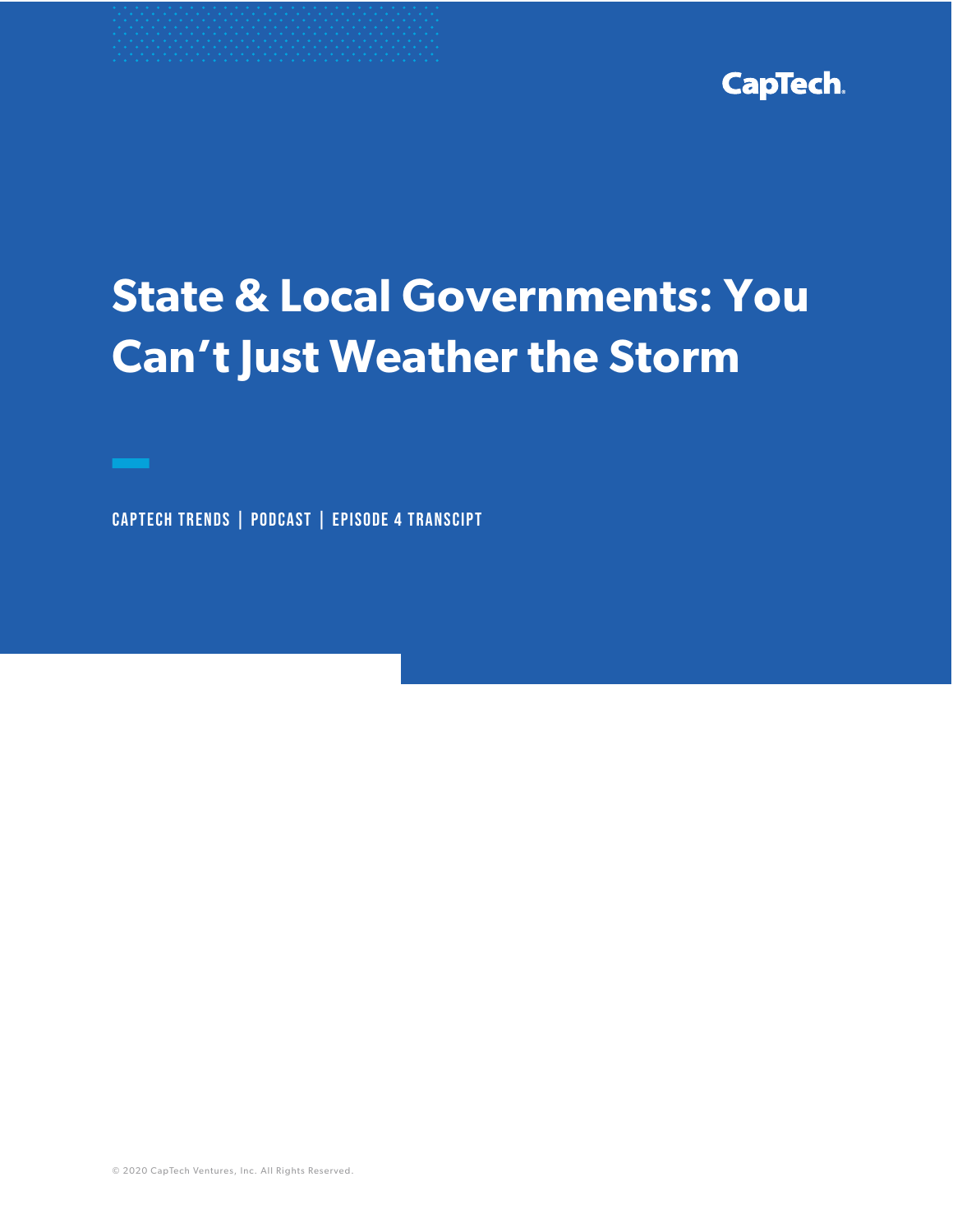CapTech

# State & Local Governments: You Can't Just Weather the Storm

CAPTECH TRENDS | PODCAST | EPISODE 4 TRANSCIPT

© 2020 CapTech Ventures, Inc. All Rights Reserved.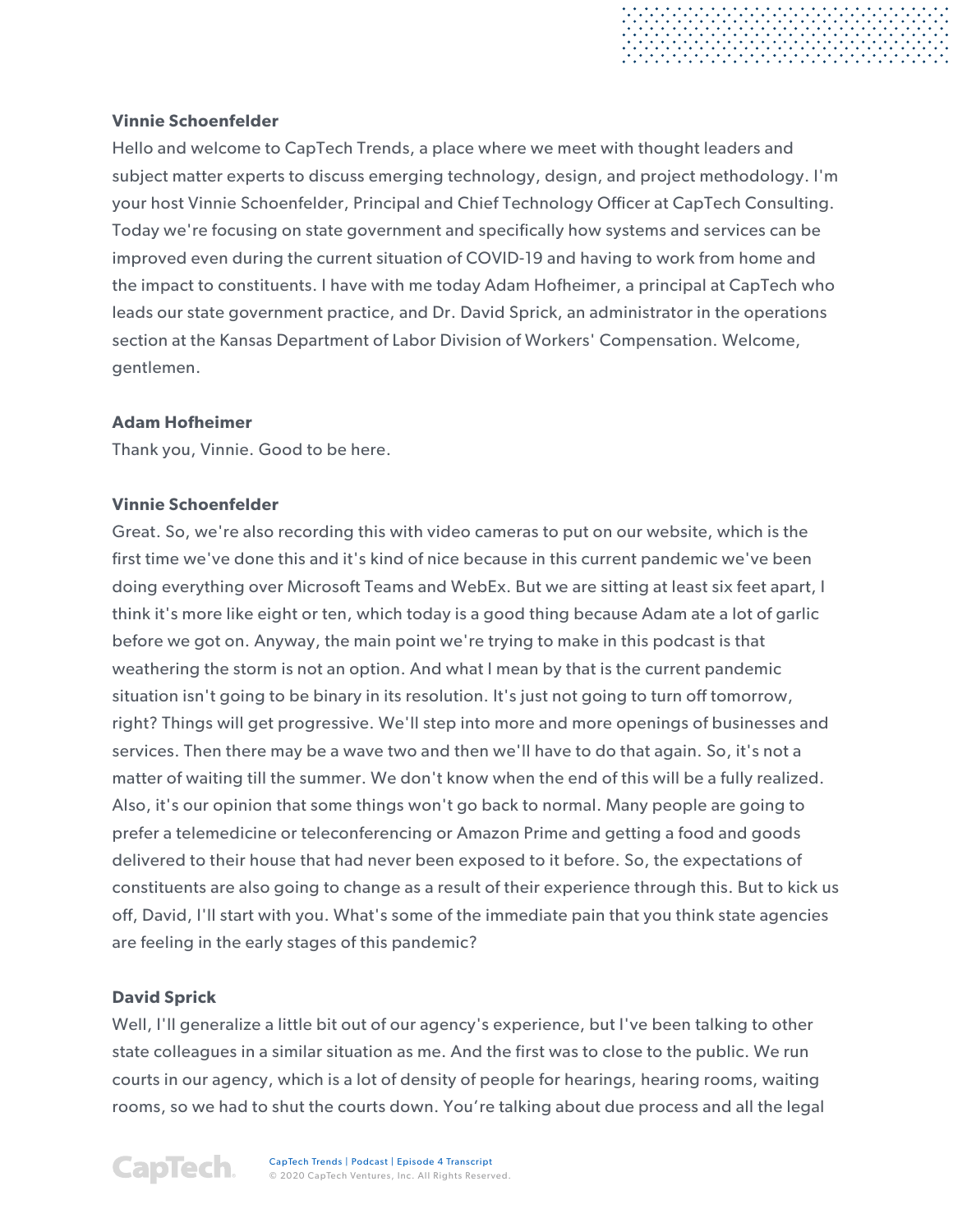**Vinnie Schoenfelder**

Hello and welcome to CapTech Trends, a place where we meet with thought leaders and subject matter experts to discuss emerging technology, design, and project methodology. I'm your host Vinnie Schoenfelder, Principal and Chief Technology Officer at CapTech Consulting. Today we're focusing on state government and specifically how systems and services can be improved even during the current situation of COVID-19 and having to work from home and the impact to constituents. I have with me today Adam Hofheimer, a principal at CapTech who leads our state government practice, and Dr. David Sprick, an administrator in the operations section at the Kansas Department of Labor Division of Workers' Compensation. Welcome, gentlemen.

**Adam Hofheimer**

Thank you, Vinnie. Good to be here.

**Vinnie Schoenfelder**

Great. So, we're also recording this with video cameras to put on our website, which is the first time we've done this and it's kind of nice because in this current pandemic we've been doing everything over Microsoft Teams and WebEx. But we are sitting at least six feet apart, I think it's more like eight or ten, which today is a good thing because Adam ate a lot of garlic before we got on. Anyway, the main point we're trying to make in this podcast is that weathering the storm is not an option. And what I mean by that is the current pandemic situation isn't going to be binary in its resolution. It's just not going to turn off tomorrow, right? Things will get progressive. We'll step into more and more openings of businesses and services. Then there may be a wave two and then we'll have to do that again. So, it's not a matter of waiting till the summer. We don't know when the end of this will be a fully realized. Also, it's our opinion that some things won't go back to normal. Many people are going to prefer a telemedicine or teleconferencing or Amazon Prime and getting a food and goods delivered to their house that had never been exposed to it before. So, the expectations of constituents are also going to change as a result of their experience through this. But to kick us off, David, I'll start with you. What's some of the immediate pain that you think state agencies are feeling in the early stages of this pandemic?

**David Sprick**

Well, I'll generalize a little bit out of our agency's experience, but I've been talking to other state colleagues in a similar situation as me. And the first was to close to the public. We run courts in our agency, which is a lot of density of people for hearings, hearing rooms, waiting rooms, so we had to shut the courts down. You're talking about due process and all the legal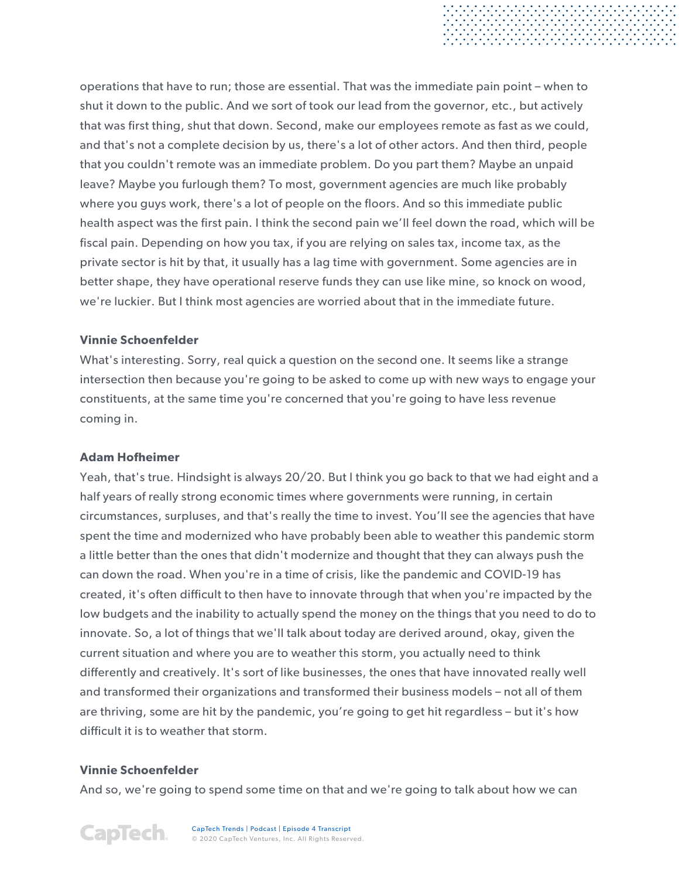operations that have to run; those are essential. That was the immediate pain point – when to shut it down to the public. And we sort of took our lead from the governor, etc., but actively that was first thing, shut that down. Second, make our employees remote as fast as we could, and that's not a complete decision by us, there's a lot of other actors. And then third, people that you couldn't remote was an immediate problem. Do you part them? Maybe an unpaid leave? Maybe you furlough them? To most, government agencies are much like probably where you guys work, there's a lot of people on the floors. And so this immediate public health aspect was the first pain. I think the second pain we'll feel down the road, which will be fiscal pain. Depending on how you tax, if you are relying on sales tax, income tax, as the private sector is hit by that, it usually has a lag time with government. Some agencies are in better shape, they have operational reserve funds they can use like mine, so knock on wood, we're luckier. But I think most agencies are worried about that in the immediate future.

**Vinnie Schoenfelder**

What's interesting. Sorry, real quick a question on the second one. It seems like a strange intersection then because you're going to be asked to come up with new ways to engage your constituents, at the same time you're concerned that you're going to have less revenue coming in.

**Adam Hofheimer**

Yeah, that's true. Hindsight is always 20/20. But I think you go back to that we had eight and a half years of really strong economic times where governments were running, in certain circumstances, surpluses, and that's really the time to invest. You'll see the agencies that have spent the time and modernized who have probably been able to weather this pandemic storm a little better than the ones that didn't modernize and thought that they can always push the can down the road. When you're in a time of crisis, like the pandemic and COVID-19 has created, it's often difficult to then have to innovate through that when you're impacted by the low budgets and the inability to actually spend the money on the things that you need to do to innovate. So, a lot of things that we'll talk about today are derived around, okay, given the current situation and where you are to weather this storm, you actually need to think differently and creatively. It's sort of like businesses, the ones that have innovated really well and transformed their organizations and transformed their business models – not all of them are thriving, some are hit by the pandemic, you're going to get hit regardless – but it's how difficult it is to weather that storm.

**Vinnie Schoenfelder**

And so, we're going to spend some time on that and we're going to talk about how we can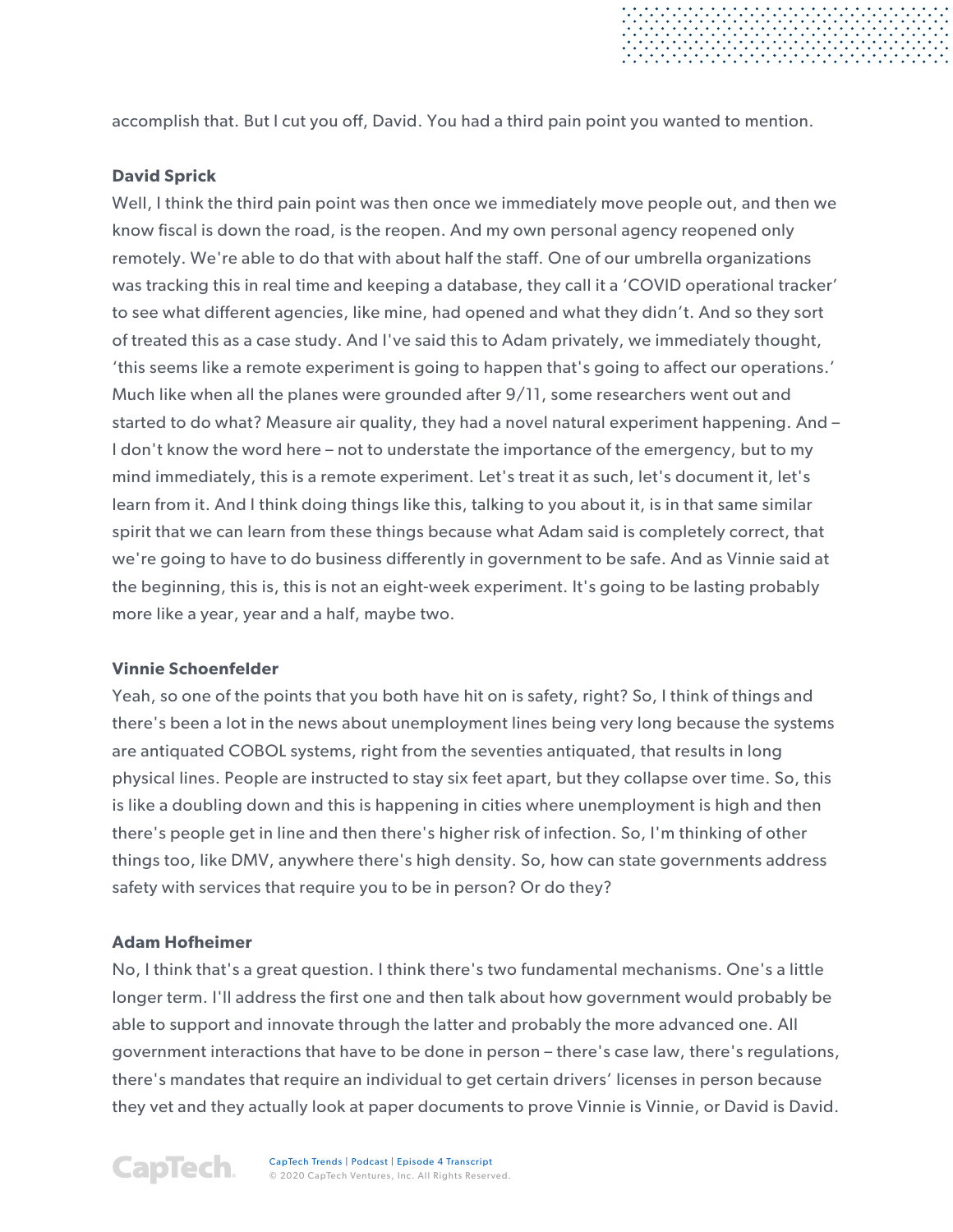accomplish that. But I cut you off, David. You had a third pain point you wanted to mention.

**David Sprick**

Well, I think the third pain point was then once we immediately move people out, and then we know fiscal is down the road, is the reopen. And my own personal agency reopened only remotely. We're able to do that with about half the staff. One of our umbrella organizations was tracking this in real time and keeping a database, they call it a 'COVID operational tracker' to see what different agencies, like mine, had opened and what they didn't. And so they sort of treated this as a case study. And I've said this to Adam privately, we immediately thought, 'this seems like a remote experiment is going to happen that's going to affect our operations.' Much like when all the planes were grounded after 9/11, some researchers went out and started to do what? Measure air quality, they had a novel natural experiment happening. And – I don't know the word here – not to understate the importance of the emergency, but to my mind immediately, this is a remote experiment. Let's treat it as such, let's document it, let's learn from it. And I think doing things like this, talking to you about it, is in that same similar spirit that we can learn from these things because what Adam said is completely correct, that we're going to have to do business differently in government to be safe. And as Vinnie said at the beginning, this is, this is not an eight-week experiment. It's going to be lasting probably more like a year, year and a half, maybe two.

**Vinnie Schoenfelder**

Yeah, so one of the points that you both have hit on is safety, right? So, I think of things and there's been a lot in the news about unemployment lines being very long because the systems are antiquated COBOL systems, right from the seventies antiquated, that results in long physical lines. People are instructed to stay six feet apart, but they collapse over time. So, this is like a doubling down and this is happening in cities where unemployment is high and then there's people get in line and then there's higher risk of infection. So, I'm thinking of other things too, like DMV, anywhere there's high density. So, how can state governments address safety with services that require you to be in person? Or do they?

**Adam Hofheimer**

No, I think that's a great question. I think there's two fundamental mechanisms. One's a little longer term. I'll address the first one and then talk about how government would probably be able to support and innovate through the latter and probably the more advanced one. All government interactions that have to be done in person – there's case law, there's regulations, there's mandates that require an individual to get certain drivers' licenses in person because they vet and they actually look at paper documents to prove Vinnie is Vinnie, or David is David.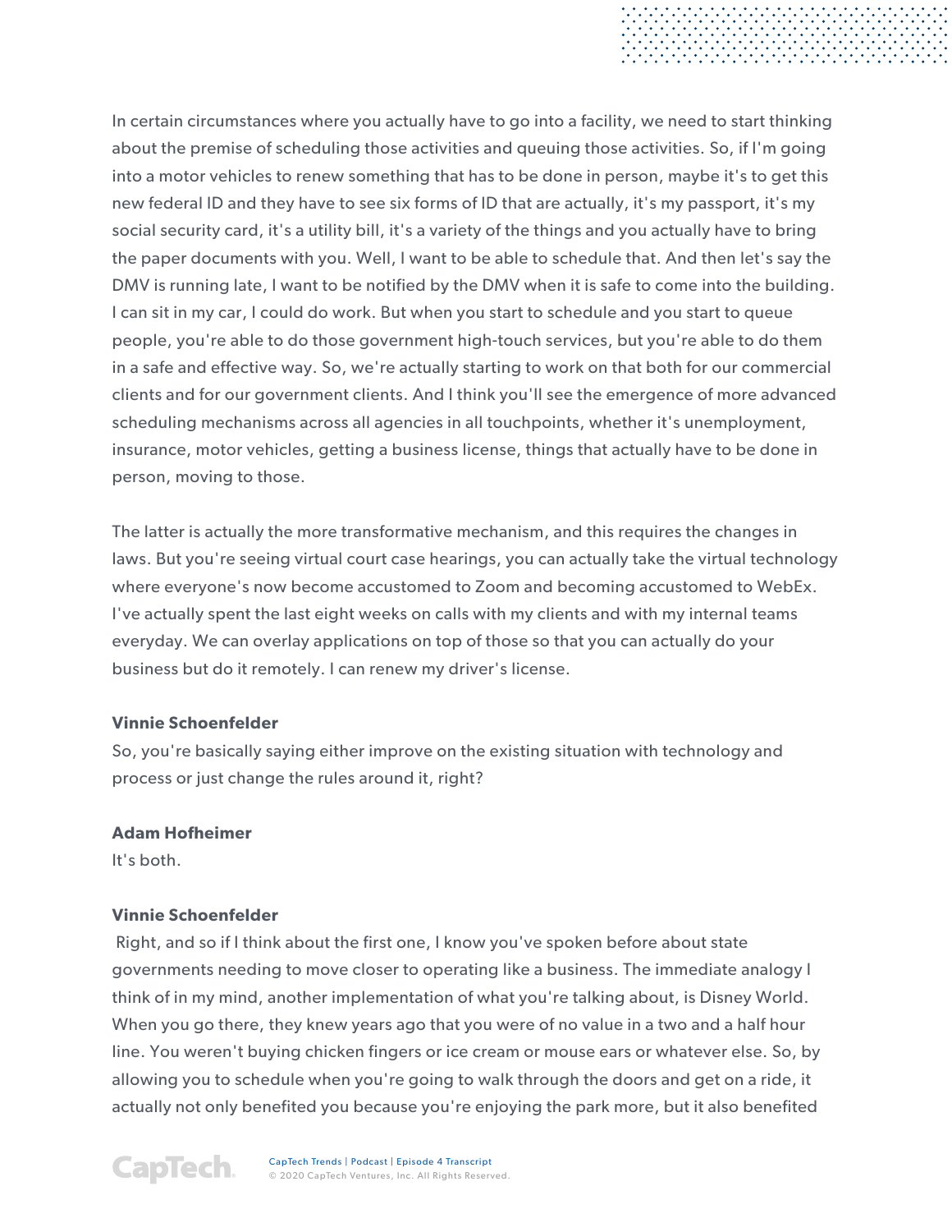In certain circumstances where you actually have to go into a facility, we need to start thinking about the premise of scheduling those activities and queuing those activities. So, if I'm going into a motor vehicles to renew something that has to be done in person, maybe it's to get this new federal ID and they have to see six forms of ID that are actually, it's my passport, it's my social security card, it's a utility bill, it's a variety of the things and you actually have to bring the paper documents with you. Well, I want to be able to schedule that. And then let's say the DMV is running late, I want to be notified by the DMV when it is safe to come into the building. I can sit in my car, I could do work. But when you start to schedule and you start to queue people, you're able to do those government high-touch services, but you're able to do them in a safe and effective way. So, we're actually starting to work on that both for our commercial clients and for our government clients. And I think you'll see the emergence of more advanced scheduling mechanisms across all agencies in all touchpoints, whether it's unemployment, insurance, motor vehicles, getting a business license, things that actually have to be done in person, moving to those.

The latter is actually the more transformative mechanism, and this requires the changes in laws. But you're seeing virtual court case hearings, you can actually take the virtual technology where everyone's now become accustomed to Zoom and becoming accustomed to WebEx. I've actually spent the last eight weeks on calls with my clients and with my internal teams everyday. We can overlay applications on top of those so that you can actually do your business but do it remotely. I can renew my driver's license.

**Vinnie Schoenfelder**
So, you're basically saying either improve on the existing situation with technology and process or just change the rules around it, right?

**Adam Hofheimer**
It's both.

**Vinnie Schoenfelder**
Right, and so if I think about the first one, I know you've spoken before about state governments needing to move closer to operating like a business. The immediate analogy I think of in my mind, another implementation of what you're talking about, is Disney World. When you go there, they knew years ago that you were of no value in a two and a half hour line. You weren't buying chicken fingers or ice cream or mouse ears or whatever else. So, by allowing you to schedule when you're going to walk through the doors and get on a ride, it actually not only benefited you because you're enjoying the park more, but it also benefited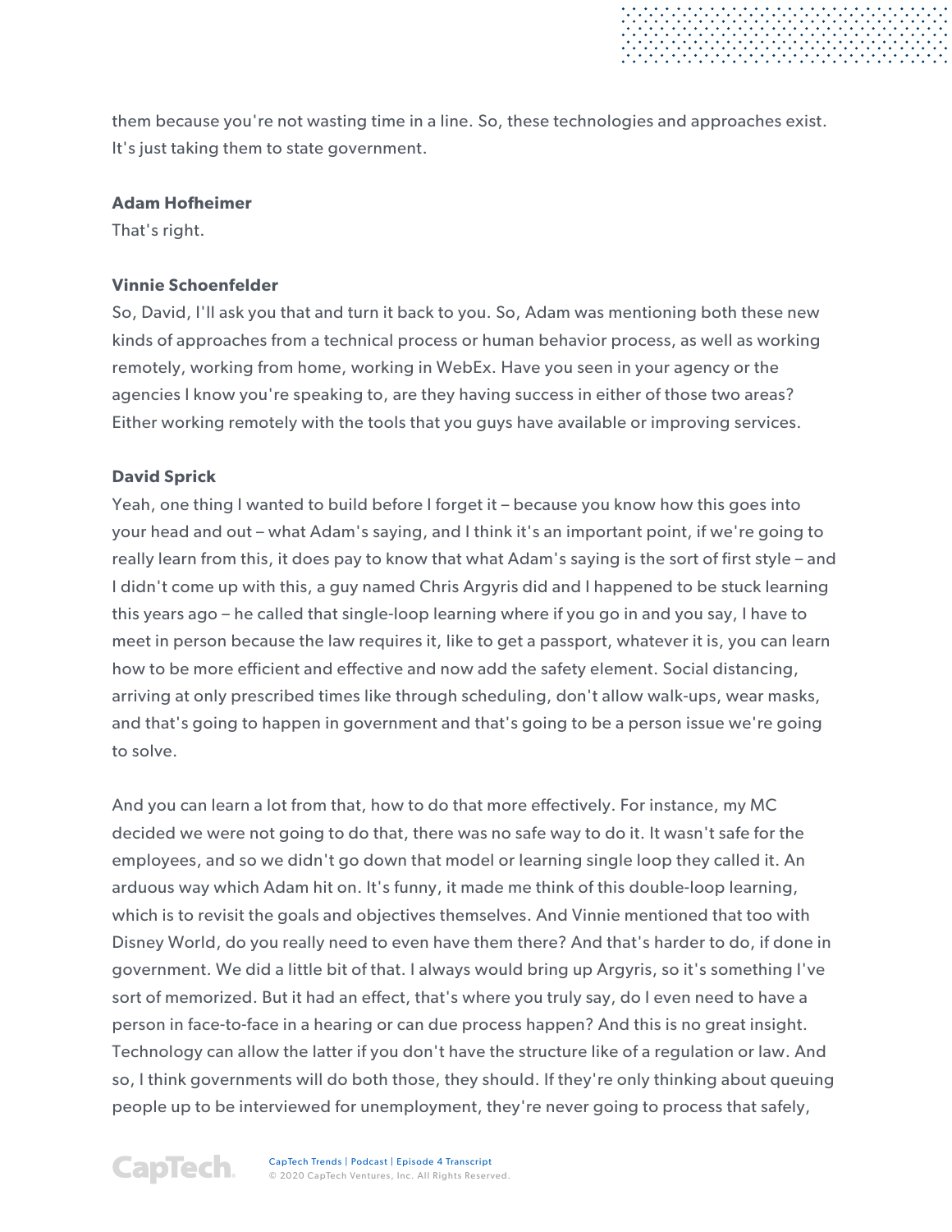them because you're not wasting time in a line. So, these technologies and approaches exist. It's just taking them to state government.

**Adam Hofheimer**

That's right.

**Vinnie Schoenfelder**

So, David, I'll ask you that and turn it back to you. So, Adam was mentioning both these new kinds of approaches from a technical process or human behavior process, as well as working remotely, working from home, working in WebEx. Have you seen in your agency or the agencies I know you're speaking to, are they having success in either of those two areas? Either working remotely with the tools that you guys have available or improving services.

**David Sprick**

Yeah, one thing I wanted to build before I forget it – because you know how this goes into your head and out – what Adam's saying, and I think it's an important point, if we're going to really learn from this, it does pay to know that what Adam's saying is the sort of first style – and I didn't come up with this, a guy named Chris Argyris did and I happened to be stuck learning this years ago – he called that single-loop learning where if you go in and you say, I have to meet in person because the law requires it, like to get a passport, whatever it is, you can learn how to be more efficient and effective and now add the safety element. Social distancing, arriving at only prescribed times like through scheduling, don't allow walk-ups, wear masks, and that's going to happen in government and that's going to be a person issue we're going to solve.

And you can learn a lot from that, how to do that more effectively. For instance, my MC decided we were not going to do that, there was no safe way to do it. It wasn't safe for the employees, and so we didn't go down that model or learning single loop they called it. An arduous way which Adam hit on. It's funny, it made me think of this double-loop learning, which is to revisit the goals and objectives themselves. And Vinnie mentioned that too with Disney World, do you really need to even have them there? And that's harder to do, if done in government. We did a little bit of that. I always would bring up Argyris, so it's something I've sort of memorized. But it had an effect, that's where you truly say, do I even need to have a person in face-to-face in a hearing or can due process happen? And this is no great insight. Technology can allow the latter if you don't have the structure like of a regulation or law. And so, I think governments will do both those, they should. If they're only thinking about queuing people up to be interviewed for unemployment, they're never going to process that safely,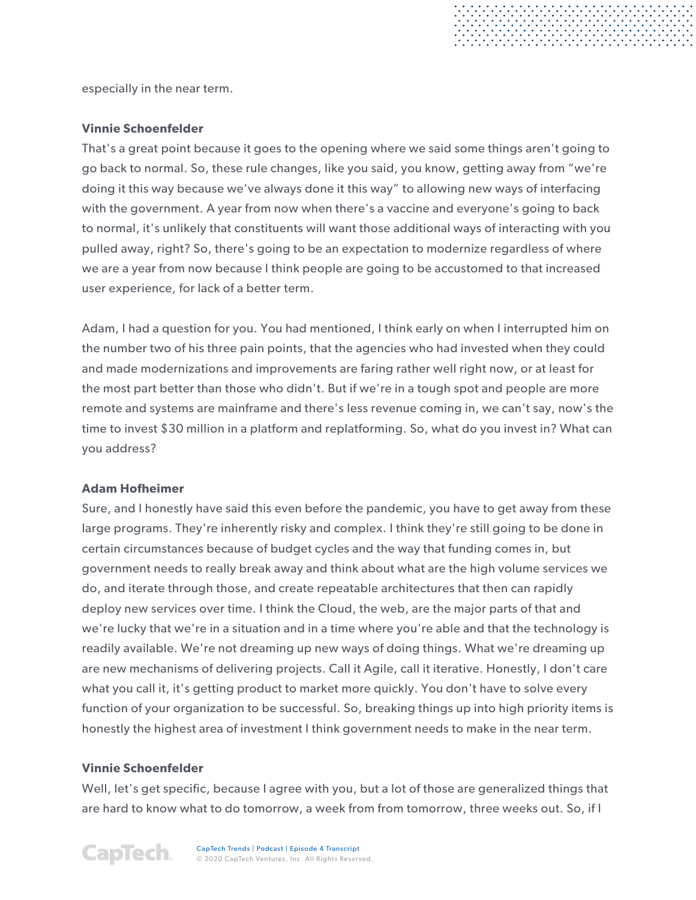especially in the near term.

**Vinnie Schoenfelder**

That's a great point because it goes to the opening where we said some things aren't going to go back to normal. So, these rule changes, like you said, you know, getting away from "we're doing it this way because we've always done it this way" to allowing new ways of interfacing with the government. A year from now when there's a vaccine and everyone's going to back to normal, it's unlikely that constituents will want those additional ways of interacting with you pulled away, right? So, there's going to be an expectation to modernize regardless of where we are a year from now because I think people are going to be accustomed to that increased user experience, for lack of a better term.

Adam, I had a question for you. You had mentioned, I think early on when I interrupted him on the number two of his three pain points, that the agencies who had invested when they could and made modernizations and improvements are faring rather well right now, or at least for the most part better than those who didn't. But if we're in a tough spot and people are more remote and systems are mainframe and there's less revenue coming in, we can't say, now's the time to invest $30 million in a platform and replatforming. So, what do you invest in? What can you address?

**Adam Hofheimer**

Sure, and I honestly have said this even before the pandemic, you have to get away from these large programs. They're inherently risky and complex. I think they're still going to be done in certain circumstances because of budget cycles and the way that funding comes in, but government needs to really break away and think about what are the high volume services we do, and iterate through those, and create repeatable architectures that then can rapidly deploy new services over time. I think the Cloud, the web, are the major parts of that and we're lucky that we're in a situation and in a time where you're able and that the technology is readily available. We're not dreaming up new ways of doing things. What we're dreaming up are new mechanisms of delivering projects. Call it Agile, call it iterative. Honestly, I don't care what you call it, it's getting product to market more quickly. You don't have to solve every function of your organization to be successful. So, breaking things up into high priority items is honestly the highest area of investment I think government needs to make in the near term.

**Vinnie Schoenfelder**

Well, let's get specific, because I agree with you, but a lot of those are generalized things that are hard to know what to do tomorrow, a week from from tomorrow, three weeks out. So, if I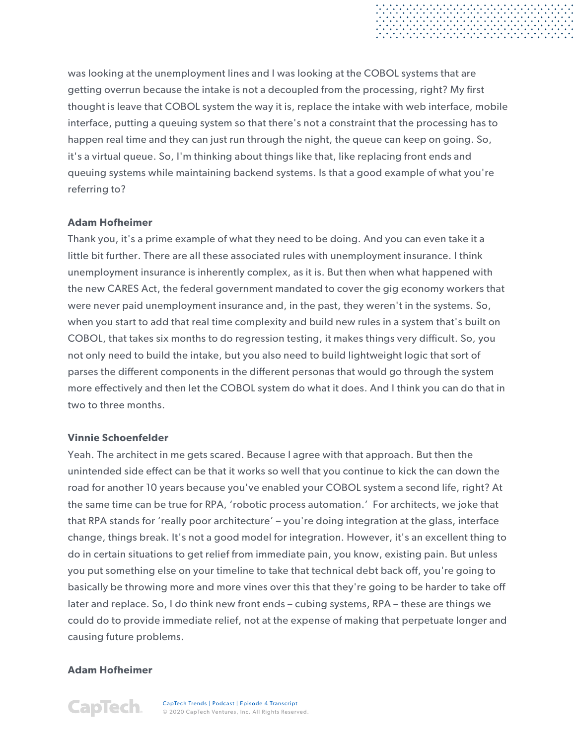was looking at the unemployment lines and I was looking at the COBOL systems that are getting overrun because the intake is not a decoupled from the processing, right? My first thought is leave that COBOL system the way it is, replace the intake with web interface, mobile interface, putting a queuing system so that there's not a constraint that the processing has to happen real time and they can just run through the night, the queue can keep on going. So, it's a virtual queue. So, I'm thinking about things like that, like replacing front ends and queuing systems while maintaining backend systems. Is that a good example of what you're referring to?

**Adam Hofheimer**

Thank you, it's a prime example of what they need to be doing. And you can even take it a little bit further. There are all these associated rules with unemployment insurance. I think unemployment insurance is inherently complex, as it is. But then when what happened with the new CARES Act, the federal government mandated to cover the gig economy workers that were never paid unemployment insurance and, in the past, they weren't in the systems. So, when you start to add that real time complexity and build new rules in a system that's built on COBOL, that takes six months to do regression testing, it makes things very difficult. So, you not only need to build the intake, but you also need to build lightweight logic that sort of parses the different components in the different personas that would go through the system more effectively and then let the COBOL system do what it does. And I think you can do that in two to three months.

**Vinnie Schoenfelder**

Yeah. The architect in me gets scared. Because I agree with that approach. But then the unintended side effect can be that it works so well that you continue to kick the can down the road for another 10 years because you've enabled your COBOL system a second life, right? At the same time can be true for RPA, 'robotic process automation.' For architects, we joke that that RPA stands for 'really poor architecture' – you're doing integration at the glass, interface change, things break. It's not a good model for integration. However, it's an excellent thing to do in certain situations to get relief from immediate pain, you know, existing pain. But unless you put something else on your timeline to take that technical debt back off, you're going to basically be throwing more and more vines over this that they're going to be harder to take off later and replace. So, I do think new front ends – cubing systems, RPA – these are things we could do to provide immediate relief, not at the expense of making that perpetuate longer and causing future problems.

**Adam Hofheimer**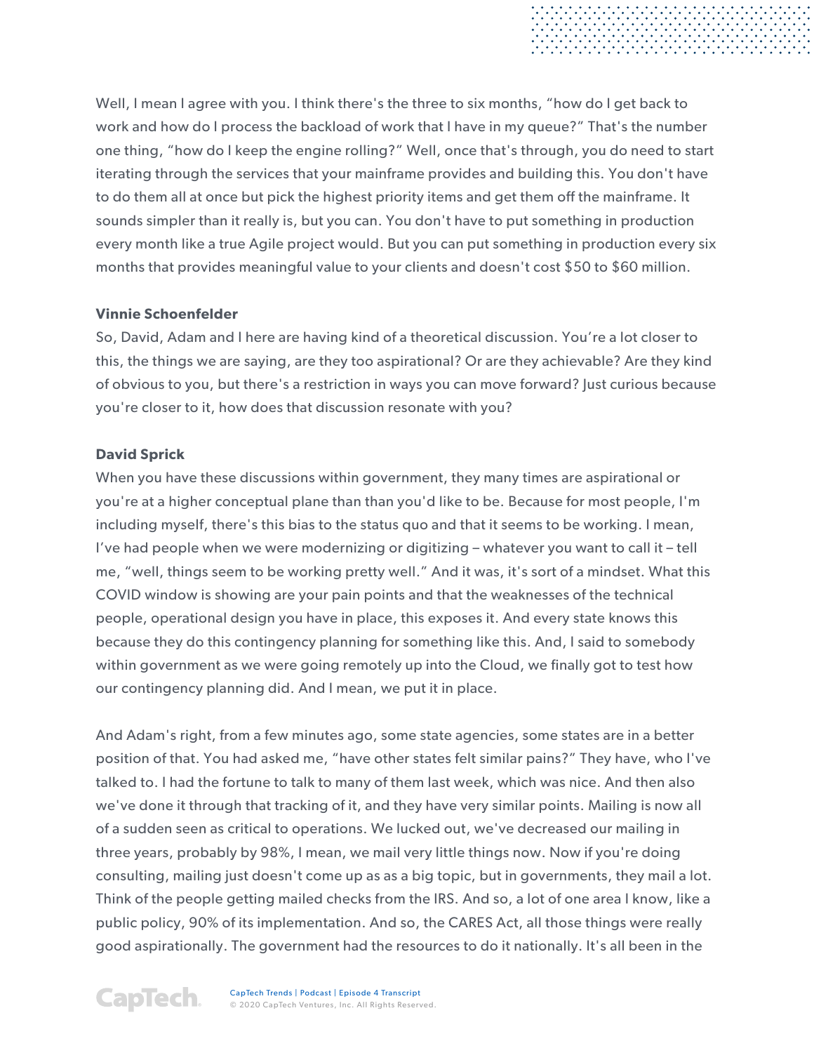Well, I mean I agree with you. I think there's the three to six months, "how do I get back to work and how do I process the backload of work that I have in my queue?" That's the number one thing, "how do I keep the engine rolling?" Well, once that's through, you do need to start iterating through the services that your mainframe provides and building this. You don't have to do them all at once but pick the highest priority items and get them off the mainframe. It sounds simpler than it really is, but you can. You don't have to put something in production every month like a true Agile project would. But you can put something in production every six months that provides meaningful value to your clients and doesn't cost $50 to $60 million.

**Vinnie Schoenfelder**
So, David, Adam and I here are having kind of a theoretical discussion. You're a lot closer to this, the things we are saying, are they too aspirational? Or are they achievable? Are they kind of obvious to you, but there's a restriction in ways you can move forward? Just curious because you're closer to it, how does that discussion resonate with you?

**David Sprick**
When you have these discussions within government, they many times are aspirational or you're at a higher conceptual plane than than you'd like to be. Because for most people, I'm including myself, there's this bias to the status quo and that it seems to be working. I mean, I've had people when we were modernizing or digitizing – whatever you want to call it – tell me, "well, things seem to be working pretty well." And it was, it's sort of a mindset. What this COVID window is showing are your pain points and that the weaknesses of the technical people, operational design you have in place, this exposes it. And every state knows this because they do this contingency planning for something like this. And, I said to somebody within government as we were going remotely up into the Cloud, we finally got to test how our contingency planning did. And I mean, we put it in place.

And Adam's right, from a few minutes ago, some state agencies, some states are in a better position of that. You had asked me, "have other states felt similar pains?" They have, who I've talked to. I had the fortune to talk to many of them last week, which was nice. And then also we've done it through that tracking of it, and they have very similar points. Mailing is now all of a sudden seen as critical to operations. We lucked out, we've decreased our mailing in three years, probably by 98%, I mean, we mail very little things now. Now if you're doing consulting, mailing just doesn't come up as as a big topic, but in governments, they mail a lot. Think of the people getting mailed checks from the IRS. And so, a lot of one area I know, like a public policy, 90% of its implementation. And so, the CARES Act, all those things were really good aspirationally. The government had the resources to do it nationally. It's all been in the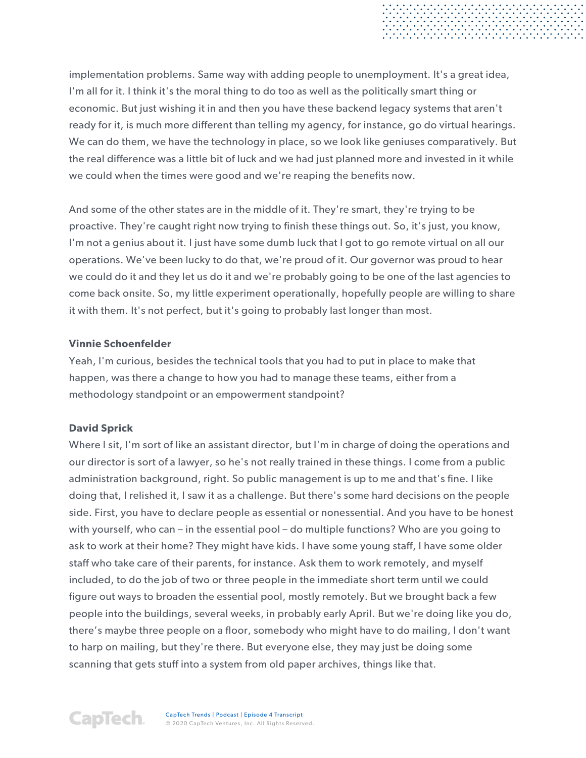implementation problems. Same way with adding people to unemployment. It's a great idea, I'm all for it. I think it's the moral thing to do too as well as the politically smart thing or economic. But just wishing it in and then you have these backend legacy systems that aren't ready for it, is much more different than telling my agency, for instance, go do virtual hearings. We can do them, we have the technology in place, so we look like geniuses comparatively. But the real difference was a little bit of luck and we had just planned more and invested in it while we could when the times were good and we're reaping the benefits now.

And some of the other states are in the middle of it. They're smart, they're trying to be proactive. They're caught right now trying to finish these things out. So, it's just, you know, I'm not a genius about it. I just have some dumb luck that I got to go remote virtual on all our operations. We've been lucky to do that, we're proud of it. Our governor was proud to hear we could do it and they let us do it and we're probably going to be one of the last agencies to come back onsite. So, my little experiment operationally, hopefully people are willing to share it with them. It's not perfect, but it's going to probably last longer than most.

**Vinnie Schoenfelder**

Yeah, I'm curious, besides the technical tools that you had to put in place to make that happen, was there a change to how you had to manage these teams, either from a methodology standpoint or an empowerment standpoint?

**David Sprick**

Where I sit, I'm sort of like an assistant director, but I'm in charge of doing the operations and our director is sort of a lawyer, so he's not really trained in these things. I come from a public administration background, right. So public management is up to me and that's fine. I like doing that, I relished it, I saw it as a challenge. But there's some hard decisions on the people side. First, you have to declare people as essential or nonessential. And you have to be honest with yourself, who can – in the essential pool – do multiple functions? Who are you going to ask to work at their home? They might have kids. I have some young staff, I have some older staff who take care of their parents, for instance. Ask them to work remotely, and myself included, to do the job of two or three people in the immediate short term until we could figure out ways to broaden the essential pool, mostly remotely. But we brought back a few people into the buildings, several weeks, in probably early April. But we're doing like you do, there's maybe three people on a floor, somebody who might have to do mailing, I don't want to harp on mailing, but they're there. But everyone else, they may just be doing some scanning that gets stuff into a system from old paper archives, things like that.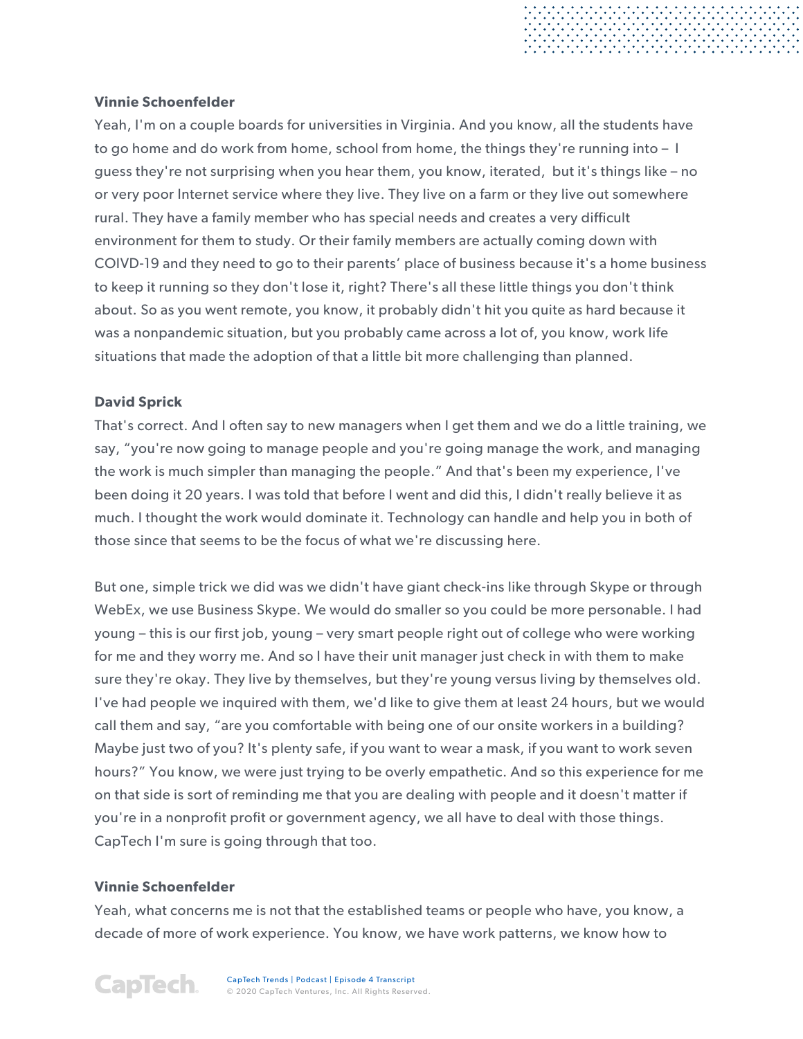**Vinnie Schoenfelder**

Yeah, I'm on a couple boards for universities in Virginia. And you know, all the students have to go home and do work from home, school from home, the things they're running into – I guess they're not surprising when you hear them, you know, iterated, but it's things like – no or very poor Internet service where they live. They live on a farm or they live out somewhere rural. They have a family member who has special needs and creates a very difficult environment for them to study. Or their family members are actually coming down with COIVD-19 and they need to go to their parents' place of business because it's a home business to keep it running so they don't lose it, right? There's all these little things you don't think about. So as you went remote, you know, it probably didn't hit you quite as hard because it was a nonpandemic situation, but you probably came across a lot of, you know, work life situations that made the adoption of that a little bit more challenging than planned.

**David Sprick**

That's correct. And I often say to new managers when I get them and we do a little training, we say, "you're now going to manage people and you're going manage the work, and managing the work is much simpler than managing the people." And that's been my experience, I've been doing it 20 years. I was told that before I went and did this, I didn't really believe it as much. I thought the work would dominate it. Technology can handle and help you in both of those since that seems to be the focus of what we're discussing here.

But one, simple trick we did was we didn't have giant check-ins like through Skype or through WebEx, we use Business Skype. We would do smaller so you could be more personable. I had young – this is our first job, young – very smart people right out of college who were working for me and they worry me. And so I have their unit manager just check in with them to make sure they're okay. They live by themselves, but they're young versus living by themselves old. I've had people we inquired with them, we'd like to give them at least 24 hours, but we would call them and say, "are you comfortable with being one of our onsite workers in a building? Maybe just two of you? It's plenty safe, if you want to wear a mask, if you want to work seven hours?" You know, we were just trying to be overly empathetic. And so this experience for me on that side is sort of reminding me that you are dealing with people and it doesn't matter if you're in a nonprofit profit or government agency, we all have to deal with those things. CapTech I'm sure is going through that too.

**Vinnie Schoenfelder**

Yeah, what concerns me is not that the established teams or people who have, you know, a decade of more of work experience. You know, we have work patterns, we know how to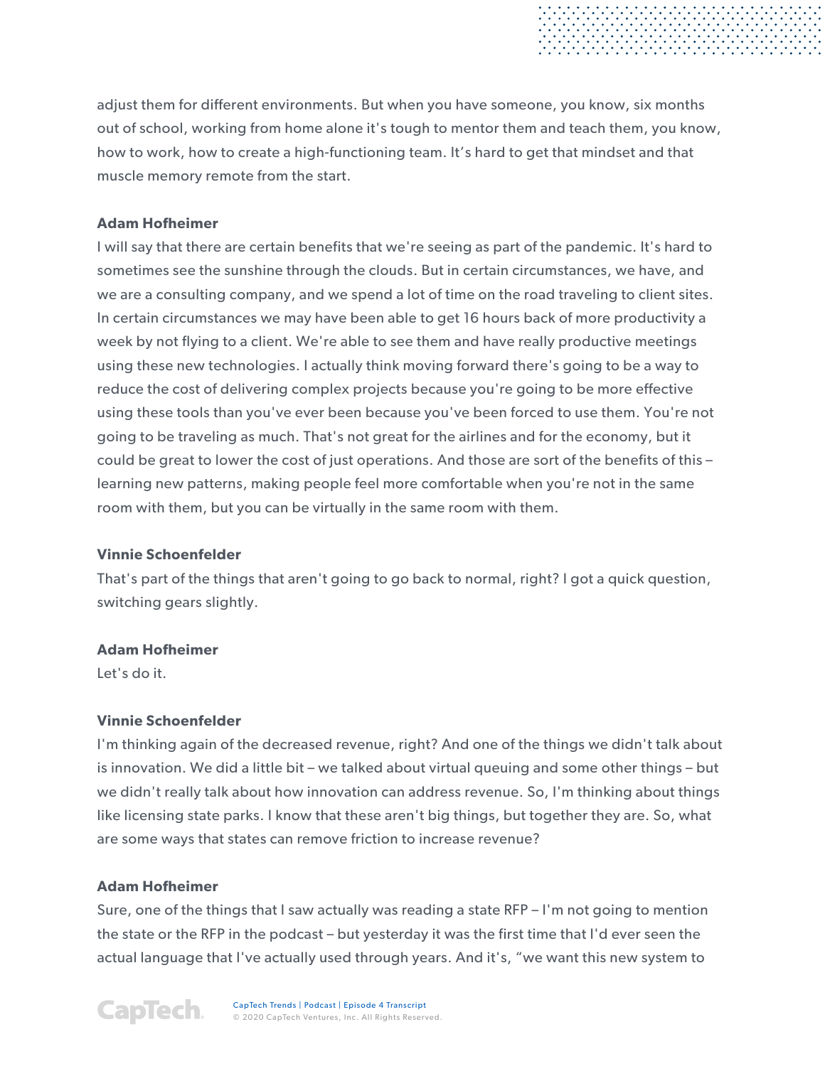adjust them for different environments. But when you have someone, you know, six months out of school, working from home alone it's tough to mentor them and teach them, you know, how to work, how to create a high-functioning team. It's hard to get that mindset and that muscle memory remote from the start.

**Adam Hofheimer**
I will say that there are certain benefits that we're seeing as part of the pandemic. It's hard to sometimes see the sunshine through the clouds. But in certain circumstances, we have, and we are a consulting company, and we spend a lot of time on the road traveling to client sites. In certain circumstances we may have been able to get 16 hours back of more productivity a week by not flying to a client. We're able to see them and have really productive meetings using these new technologies. I actually think moving forward there's going to be a way to reduce the cost of delivering complex projects because you're going to be more effective using these tools than you've ever been because you've been forced to use them. You're not going to be traveling as much. That's not great for the airlines and for the economy, but it could be great to lower the cost of just operations. And those are sort of the benefits of this – learning new patterns, making people feel more comfortable when you're not in the same room with them, but you can be virtually in the same room with them.

**Vinnie Schoenfelder**
That's part of the things that aren't going to go back to normal, right? I got a quick question, switching gears slightly.

**Adam Hofheimer**
Let's do it.

**Vinnie Schoenfelder**
I'm thinking again of the decreased revenue, right? And one of the things we didn't talk about is innovation. We did a little bit – we talked about virtual queuing and some other things – but we didn't really talk about how innovation can address revenue. So, I'm thinking about things like licensing state parks. I know that these aren't big things, but together they are. So, what are some ways that states can remove friction to increase revenue?

**Adam Hofheimer**
Sure, one of the things that I saw actually was reading a state RFP – I'm not going to mention the state or the RFP in the podcast – but yesterday it was the first time that I'd ever seen the actual language that I've actually used through years. And it's, "we want this new system to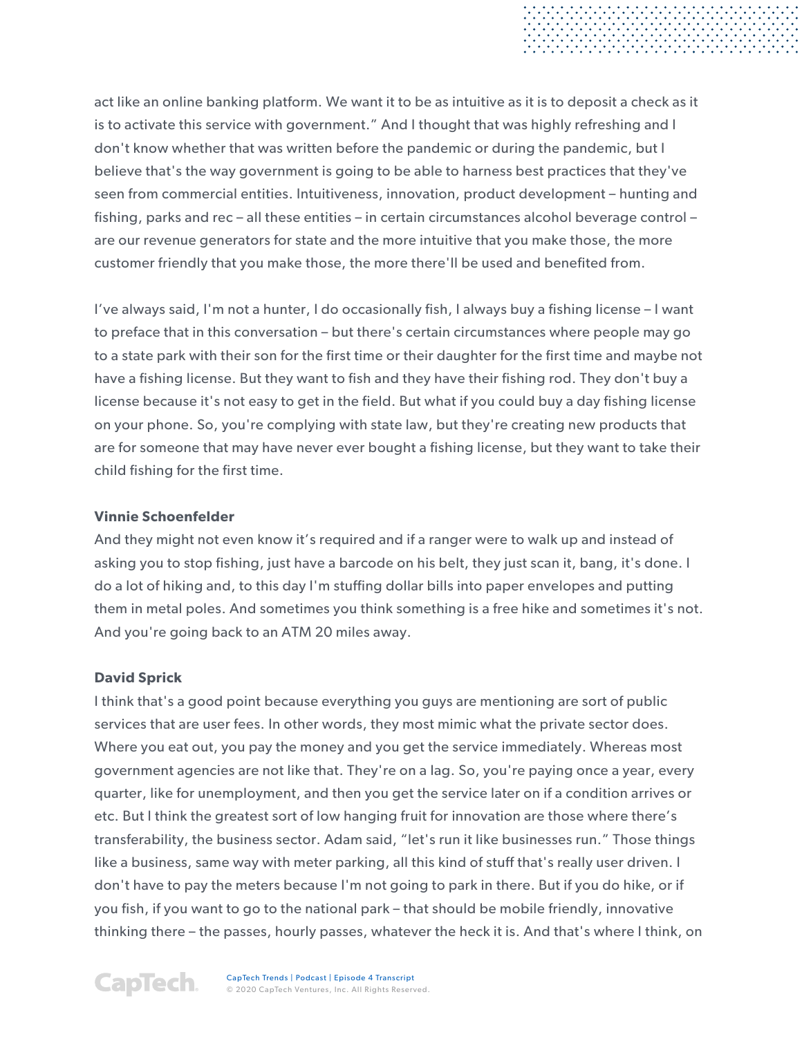act like an online banking platform. We want it to be as intuitive as it is to deposit a check as it is to activate this service with government." And I thought that was highly refreshing and I don't know whether that was written before the pandemic or during the pandemic, but I believe that's the way government is going to be able to harness best practices that they've seen from commercial entities. Intuitiveness, innovation, product development – hunting and fishing, parks and rec – all these entities – in certain circumstances alcohol beverage control – are our revenue generators for state and the more intuitive that you make those, the more customer friendly that you make those, the more there'll be used and benefited from.

I've always said, I'm not a hunter, I do occasionally fish, I always buy a fishing license – I want to preface that in this conversation – but there's certain circumstances where people may go to a state park with their son for the first time or their daughter for the first time and maybe not have a fishing license. But they want to fish and they have their fishing rod. They don't buy a license because it's not easy to get in the field. But what if you could buy a day fishing license on your phone. So, you're complying with state law, but they're creating new products that are for someone that may have never ever bought a fishing license, but they want to take their child fishing for the first time.

**Vinnie Schoenfelder**
And they might not even know it's required and if a ranger were to walk up and instead of asking you to stop fishing, just have a barcode on his belt, they just scan it, bang, it's done. I do a lot of hiking and, to this day I'm stuffing dollar bills into paper envelopes and putting them in metal poles. And sometimes you think something is a free hike and sometimes it's not. And you're going back to an ATM 20 miles away.

**David Sprick**
I think that's a good point because everything you guys are mentioning are sort of public services that are user fees. In other words, they most mimic what the private sector does. Where you eat out, you pay the money and you get the service immediately. Whereas most government agencies are not like that. They're on a lag. So, you're paying once a year, every quarter, like for unemployment, and then you get the service later on if a condition arrives or etc. But I think the greatest sort of low hanging fruit for innovation are those where there's transferability, the business sector. Adam said, "let's run it like businesses run." Those things like a business, same way with meter parking, all this kind of stuff that's really user driven. I don't have to pay the meters because I'm not going to park in there. But if you do hike, or if you fish, if you want to go to the national park – that should be mobile friendly, innovative thinking there – the passes, hourly passes, whatever the heck it is. And that's where I think, on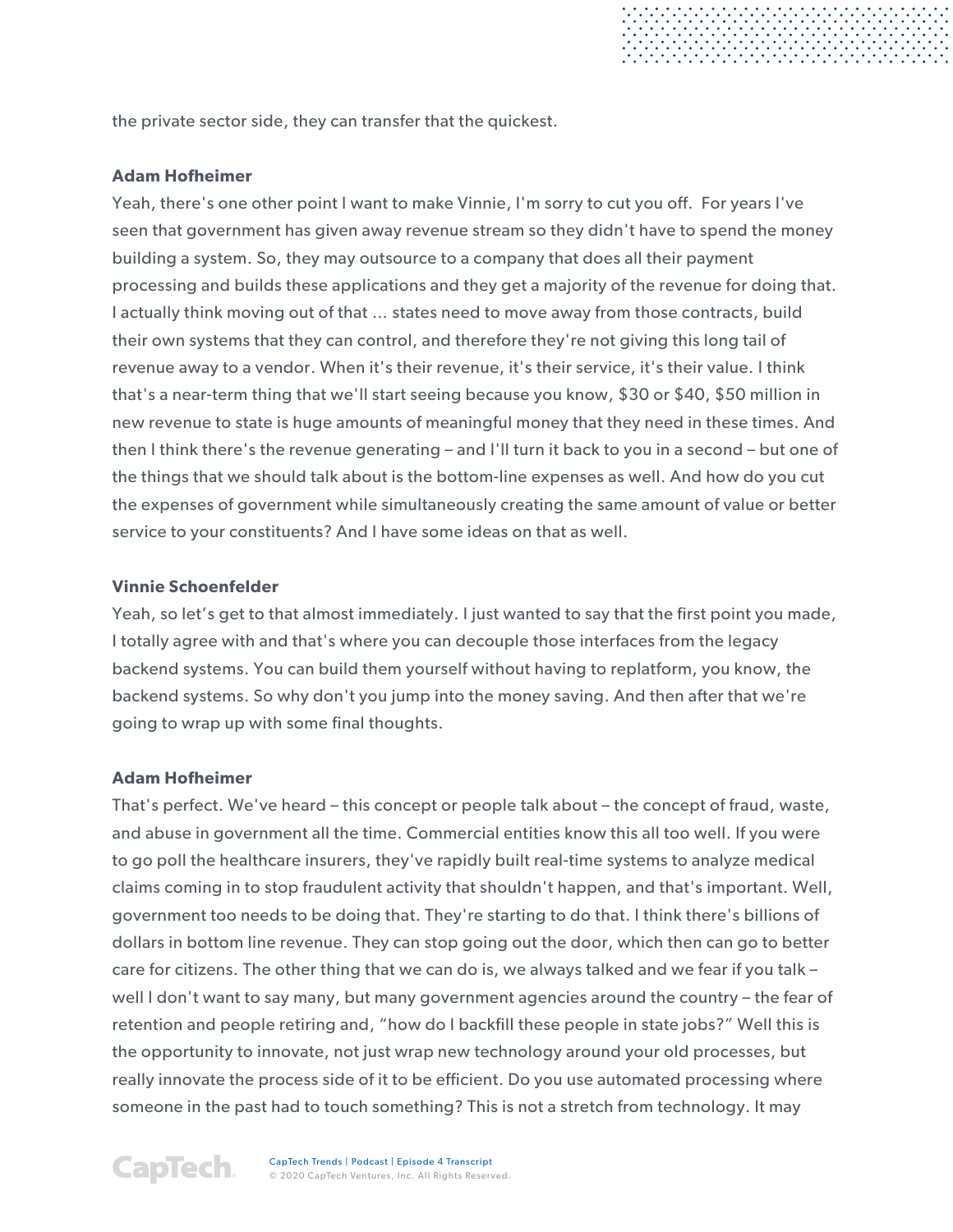the private sector side, they can transfer that the quickest.

**Adam Hofheimer**

Yeah, there's one other point I want to make Vinnie, I'm sorry to cut you off. For years I've seen that government has given away revenue stream so they didn't have to spend the money building a system. So, they may outsource to a company that does all their payment processing and builds these applications and they get a majority of the revenue for doing that. I actually think moving out of that ... states need to move away from those contracts, build their own systems that they can control, and therefore they're not giving this long tail of revenue away to a vendor. When it's their revenue, it's their service, it's their value. I think that's a near-term thing that we'll start seeing because you know, $30 or $40, $50 million in new revenue to state is huge amounts of meaningful money that they need in these times. And then I think there's the revenue generating – and I'll turn it back to you in a second – but one of the things that we should talk about is the bottom-line expenses as well. And how do you cut the expenses of government while simultaneously creating the same amount of value or better service to your constituents? And I have some ideas on that as well.

**Vinnie Schoenfelder**

Yeah, so let's get to that almost immediately. I just wanted to say that the first point you made, I totally agree with and that's where you can decouple those interfaces from the legacy backend systems. You can build them yourself without having to replatform, you know, the backend systems. So why don't you jump into the money saving. And then after that we're going to wrap up with some final thoughts.

**Adam Hofheimer**

That's perfect. We've heard – this concept or people talk about – the concept of fraud, waste, and abuse in government all the time. Commercial entities know this all too well. If you were to go poll the healthcare insurers, they've rapidly built real-time systems to analyze medical claims coming in to stop fraudulent activity that shouldn't happen, and that's important. Well, government too needs to be doing that. They're starting to do that. I think there's billions of dollars in bottom line revenue. They can stop going out the door, which then can go to better care for citizens. The other thing that we can do is, we always talked and we fear if you talk – well I don't want to say many, but many government agencies around the country – the fear of retention and people retiring and, "how do I backfill these people in state jobs?" Well this is the opportunity to innovate, not just wrap new technology around your old processes, but really innovate the process side of it to be efficient. Do you use automated processing where someone in the past had to touch something? This is not a stretch from technology. It may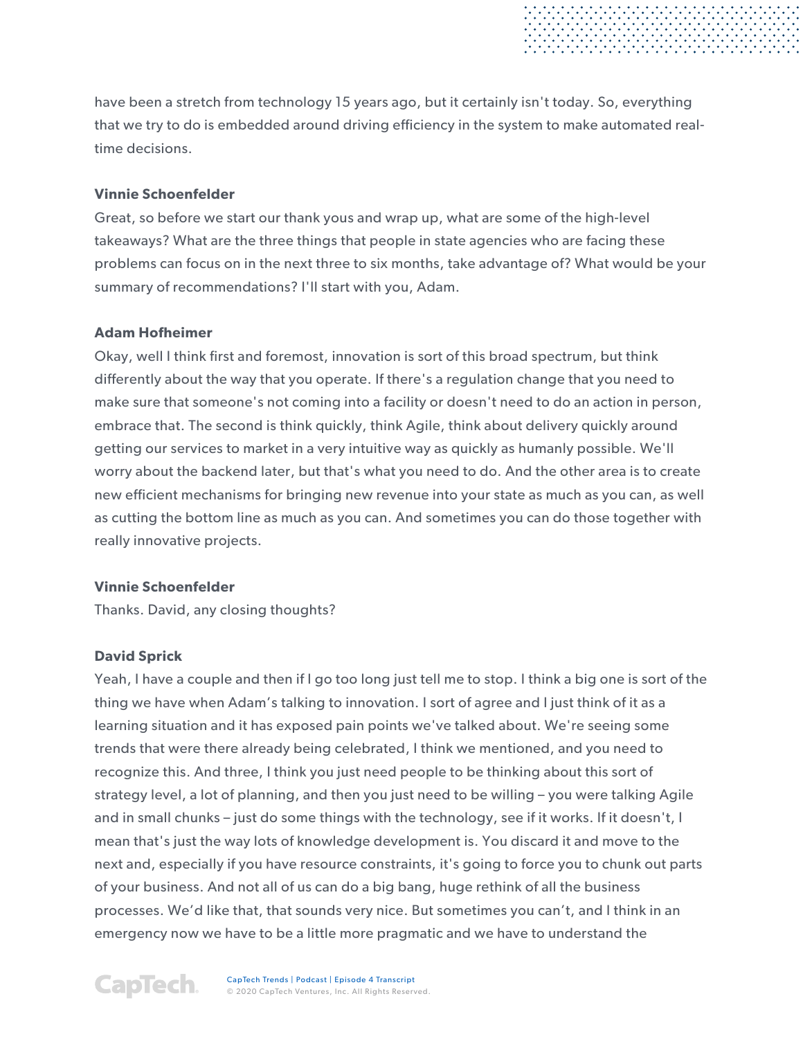have been a stretch from technology 15 years ago, but it certainly isn't today. So, everything that we try to do is embedded around driving efficiency in the system to make automated real-time decisions.

**Vinnie Schoenfelder**

Great, so before we start our thank yous and wrap up, what are some of the high-level takeaways? What are the three things that people in state agencies who are facing these problems can focus on in the next three to six months, take advantage of? What would be your summary of recommendations? I'll start with you, Adam.

**Adam Hofheimer**

Okay, well I think first and foremost, innovation is sort of this broad spectrum, but think differently about the way that you operate. If there's a regulation change that you need to make sure that someone's not coming into a facility or doesn't need to do an action in person, embrace that. The second is think quickly, think Agile, think about delivery quickly around getting our services to market in a very intuitive way as quickly as humanly possible. We'll worry about the backend later, but that's what you need to do. And the other area is to create new efficient mechanisms for bringing new revenue into your state as much as you can, as well as cutting the bottom line as much as you can. And sometimes you can do those together with really innovative projects.

**Vinnie Schoenfelder**

Thanks. David, any closing thoughts?

**David Sprick**

Yeah, I have a couple and then if I go too long just tell me to stop. I think a big one is sort of the thing we have when Adam's talking to innovation. I sort of agree and I just think of it as a learning situation and it has exposed pain points we've talked about. We're seeing some trends that were there already being celebrated, I think we mentioned, and you need to recognize this. And three, I think you just need people to be thinking about this sort of strategy level, a lot of planning, and then you just need to be willing – you were talking Agile and in small chunks – just do some things with the technology, see if it works. If it doesn't, I mean that's just the way lots of knowledge development is. You discard it and move to the next and, especially if you have resource constraints, it's going to force you to chunk out parts of your business. And not all of us can do a big bang, huge rethink of all the business processes. We'd like that, that sounds very nice. But sometimes you can't, and I think in an emergency now we have to be a little more pragmatic and we have to understand the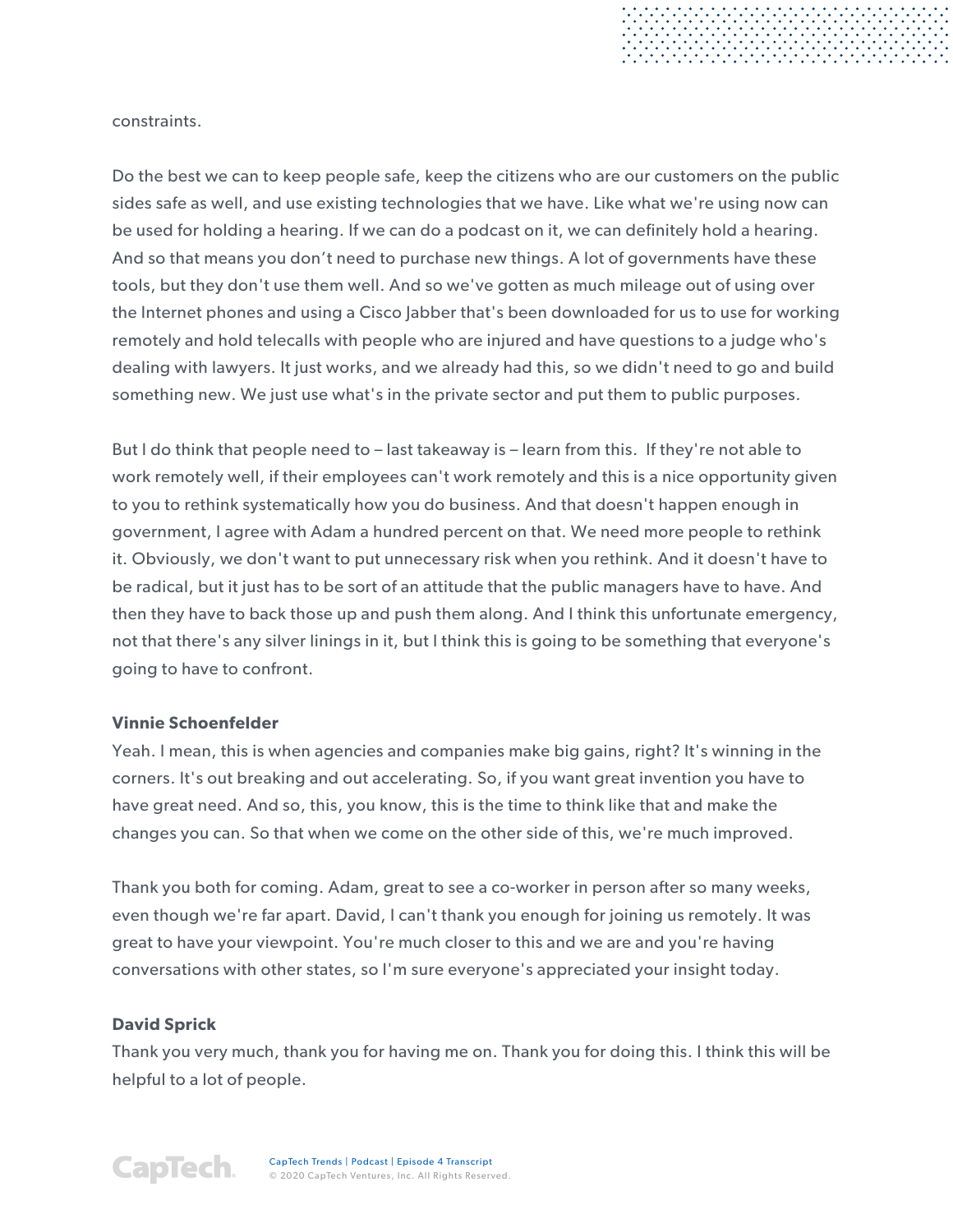constraints.

Do the best we can to keep people safe, keep the citizens who are our customers on the public sides safe as well, and use existing technologies that we have. Like what we're using now can be used for holding a hearing. If we can do a podcast on it, we can definitely hold a hearing. And so that means you don't need to purchase new things. A lot of governments have these tools, but they don't use them well. And so we've gotten as much mileage out of using over the Internet phones and using a Cisco Jabber that's been downloaded for us to use for working remotely and hold telecalls with people who are injured and have questions to a judge who's dealing with lawyers. It just works, and we already had this, so we didn't need to go and build something new. We just use what's in the private sector and put them to public purposes.

But I do think that people need to – last takeaway is – learn from this. If they're not able to work remotely well, if their employees can't work remotely and this is a nice opportunity given to you to rethink systematically how you do business. And that doesn't happen enough in government, I agree with Adam a hundred percent on that. We need more people to rethink it. Obviously, we don't want to put unnecessary risk when you rethink. And it doesn't have to be radical, but it just has to be sort of an attitude that the public managers have to have. And then they have to back those up and push them along. And I think this unfortunate emergency, not that there's any silver linings in it, but I think this is going to be something that everyone's going to have to confront.

**Vinnie Schoenfelder**
Yeah. I mean, this is when agencies and companies make big gains, right? It's winning in the corners. It's out breaking and out accelerating. So, if you want great invention you have to have great need. And so, this, you know, this is the time to think like that and make the changes you can. So that when we come on the other side of this, we're much improved.

Thank you both for coming. Adam, great to see a co-worker in person after so many weeks, even though we're far apart. David, I can't thank you enough for joining us remotely. It was great to have your viewpoint. You're much closer to this and we are and you're having conversations with other states, so I'm sure everyone's appreciated your insight today.

**David Sprick**
Thank you very much, thank you for having me on. Thank you for doing this. I think this will be helpful to a lot of people.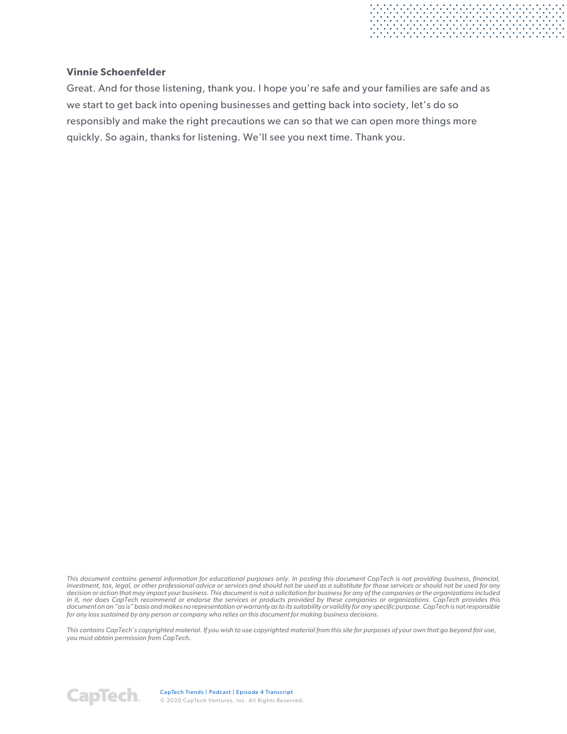**Vinnie Schoenfelder**

Great. And for those listening, thank you. I hope you're safe and your families are safe and as we start to get back into opening businesses and getting back into society, let's do so responsibly and make the right precautions we can so that we can open more things more quickly. So again, thanks for listening. We'll see you next time. Thank you.

*This document contains general information for educational purposes only. In posting this document CapTech is not providing business, financial, investment, tax, legal, or other professional advice or services and should not be used as a substitute for those services or should not be used for any decision or action that may impact your business. This document is not a solicitation for business for any of the companies or the organizations included in it, nor does CapTech recommend or endorse the services or products provided by these companies or organizations. CapTech provides this document on an "as is" basis and makes no representation or warranty as to its suitability or validity for any specific purpose. CapTech is not responsible for any loss sustained by any person or company who relies on this document for making business decisions.*

*This contains CapTech's copyrighted material. If you wish to use copyrighted material from this site for purposes of your own that go beyond fair use, you must obtain permission from CapTech.*